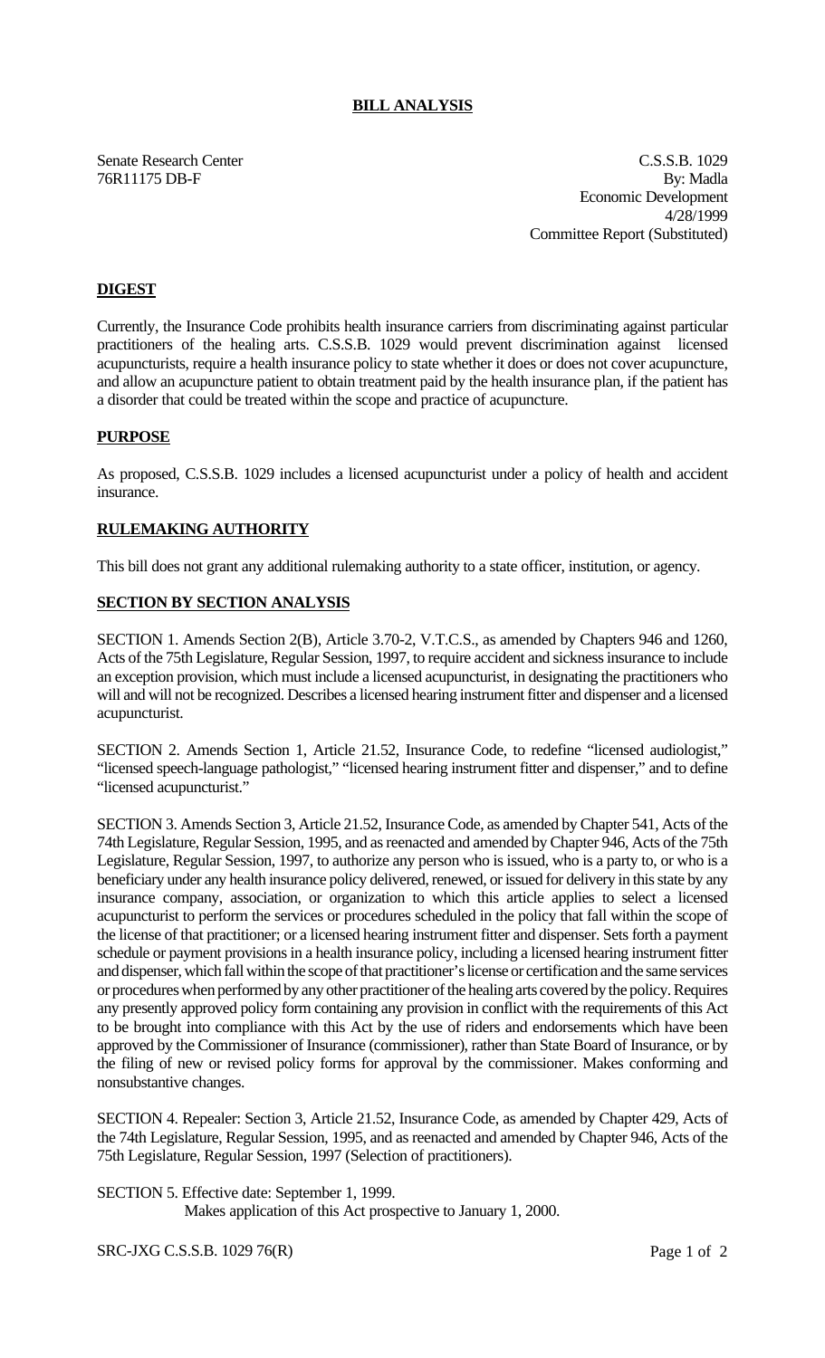# BILL ANALYSIS

Senate Research Center
76R11175 DB-F

C.S.S.B. 1029
By: Madla
Economic Development
4/28/1999
Committee Report (Substituted)

## DIGEST

Currently, the Insurance Code prohibits health insurance carriers from discriminating against particular practitioners of the healing arts. C.S.S.B. 1029 would prevent discrimination against licensed acupuncturists, require a health insurance policy to state whether it does or does not cover acupuncture, and allow an acupuncture patient to obtain treatment paid by the health insurance plan, if the patient has a disorder that could be treated within the scope and practice of acupuncture.

## PURPOSE

As proposed, C.S.S.B. 1029 includes a licensed acupuncturist under a policy of health and accident insurance.

## RULEMAKING AUTHORITY

This bill does not grant any additional rulemaking authority to a state officer, institution, or agency.

## SECTION BY SECTION ANALYSIS

SECTION 1. Amends Section 2(B), Article 3.70-2, V.T.C.S., as amended by Chapters 946 and 1260, Acts of the 75th Legislature, Regular Session, 1997, to require accident and sickness insurance to include an exception provision, which must include a licensed acupuncturist, in designating the practitioners who will and will not be recognized. Describes a licensed hearing instrument fitter and dispenser and a licensed acupuncturist.

SECTION 2. Amends Section 1, Article 21.52, Insurance Code, to redefine "licensed audiologist," "licensed speech-language pathologist," "licensed hearing instrument fitter and dispenser," and to define "licensed acupuncturist."

SECTION 3. Amends Section 3, Article 21.52, Insurance Code, as amended by Chapter 541, Acts of the 74th Legislature, Regular Session, 1995, and as reenacted and amended by Chapter 946, Acts of the 75th Legislature, Regular Session, 1997, to authorize any person who is issued, who is a party to, or who is a beneficiary under any health insurance policy delivered, renewed, or issued for delivery in this state by any insurance company, association, or organization to which this article applies to select a licensed acupuncturist to perform the services or procedures scheduled in the policy that fall within the scope of the license of that practitioner; or a licensed hearing instrument fitter and dispenser. Sets forth a payment schedule or payment provisions in a health insurance policy, including a licensed hearing instrument fitter and dispenser, which fall within the scope of that practitioner's license or certification and the same services or procedures when performed by any other practitioner of the healing arts covered by the policy. Requires any presently approved policy form containing any provision in conflict with the requirements of this Act to be brought into compliance with this Act by the use of riders and endorsements which have been approved by the Commissioner of Insurance (commissioner), rather than State Board of Insurance, or by the filing of new or revised policy forms for approval by the commissioner. Makes conforming and nonsubstantive changes.

SECTION 4. Repealer: Section 3, Article 21.52, Insurance Code, as amended by Chapter 429, Acts of the 74th Legislature, Regular Session, 1995, and as reenacted and amended by Chapter 946, Acts of the 75th Legislature, Regular Session, 1997 (Selection of practitioners).

SECTION 5. Effective date: September 1, 1999.
Makes application of this Act prospective to January 1, 2000.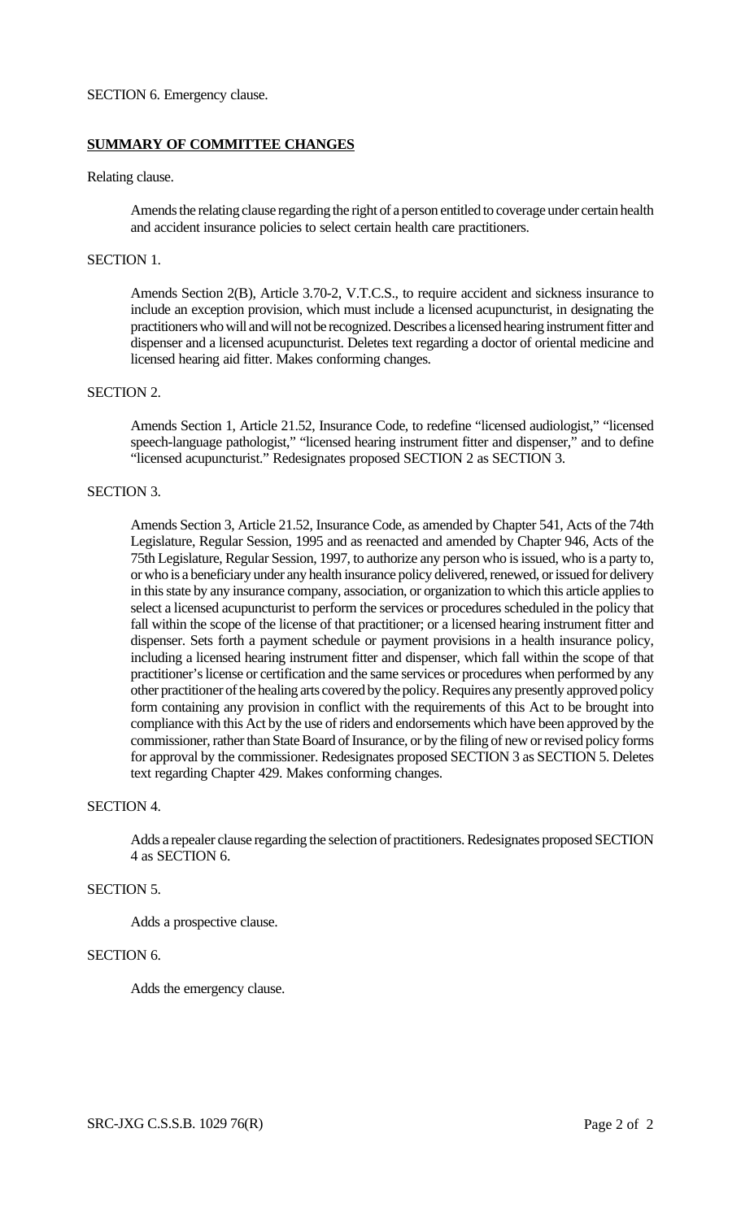SECTION 6. Emergency clause.

**SUMMARY OF COMMITTEE CHANGES**

Relating clause.

Amends the relating clause regarding the right of a person entitled to coverage under certain health and accident insurance policies to select certain health care practitioners.

SECTION 1.

Amends Section 2(B), Article 3.70-2, V.T.C.S., to require accident and sickness insurance to include an exception provision, which must include a licensed acupuncturist, in designating the practitioners who will and will not be recognized. Describes a licensed hearing instrument fitter and dispenser and a licensed acupuncturist. Deletes text regarding a doctor of oriental medicine and licensed hearing aid fitter. Makes conforming changes.

SECTION 2.

Amends Section 1, Article 21.52, Insurance Code, to redefine "licensed audiologist," "licensed speech-language pathologist," "licensed hearing instrument fitter and dispenser," and to define "licensed acupuncturist." Redesignates proposed SECTION 2 as SECTION 3.

SECTION 3.

Amends Section 3, Article 21.52, Insurance Code, as amended by Chapter 541, Acts of the 74th Legislature, Regular Session, 1995 and as reenacted and amended by Chapter 946, Acts of the 75th Legislature, Regular Session, 1997, to authorize any person who is issued, who is a party to, or who is a beneficiary under any health insurance policy delivered, renewed, or issued for delivery in this state by any insurance company, association, or organization to which this article applies to select a licensed acupuncturist to perform the services or procedures scheduled in the policy that fall within the scope of the license of that practitioner; or a licensed hearing instrument fitter and dispenser. Sets forth a payment schedule or payment provisions in a health insurance policy, including a licensed hearing instrument fitter and dispenser, which fall within the scope of that practitioner's license or certification and the same services or procedures when performed by any other practitioner of the healing arts covered by the policy. Requires any presently approved policy form containing any provision in conflict with the requirements of this Act to be brought into compliance with this Act by the use of riders and endorsements which have been approved by the commissioner, rather than State Board of Insurance, or by the filing of new or revised policy forms for approval by the commissioner. Redesignates proposed SECTION 3 as SECTION 5. Deletes text regarding Chapter 429. Makes conforming changes.

SECTION 4.

Adds a repealer clause regarding the selection of practitioners. Redesignates proposed SECTION 4 as SECTION 6.

SECTION 5.

Adds a prospective clause.

SECTION 6.

Adds the emergency clause.

SRC-JXG C.S.S.B. 1029 76(R)